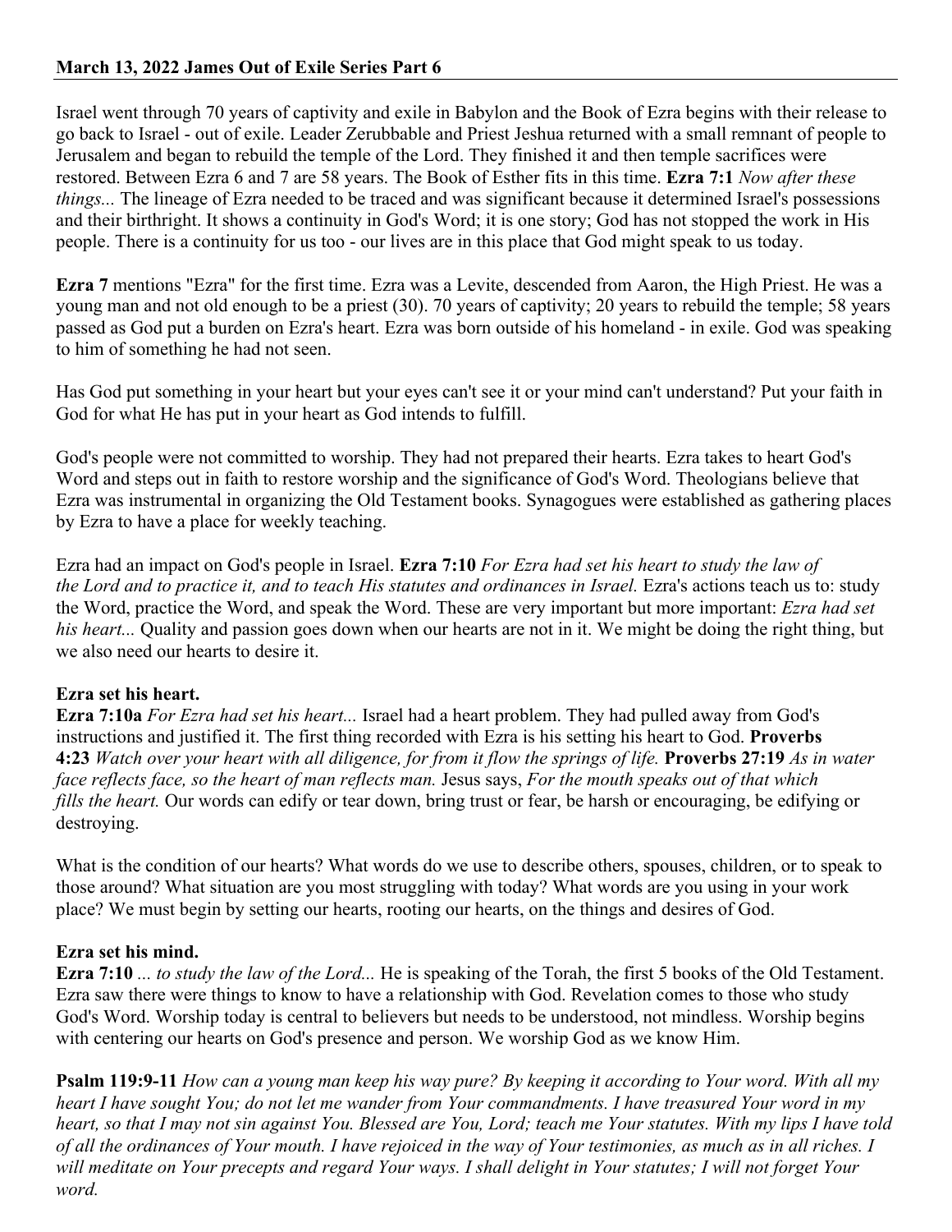**March 13, 2022 James Out of Exile Series Part 6**

Israel went through 70 years of captivity and exile in Babylon and the Book of Ezra begins with their release to go back to Israel - out of exile. Leader Zerubbable and Priest Jeshua returned with a small remnant of people to Jerusalem and began to rebuild the temple of the Lord. They finished it and then temple sacrifices were restored. Between Ezra 6 and 7 are 58 years. The Book of Esther fits in this time. **Ezra 7:1** *Now after these things...* The lineage of Ezra needed to be traced and was significant because it determined Israel's possessions and their birthright. It shows a continuity in God's Word; it is one story; God has not stopped the work in His people. There is a continuity for us too - our lives are in this place that God might speak to us today.

**Ezra 7** mentions "Ezra" for the first time. Ezra was a Levite, descended from Aaron, the High Priest. He was a young man and not old enough to be a priest (30). 70 years of captivity; 20 years to rebuild the temple; 58 years passed as God put a burden on Ezra's heart. Ezra was born outside of his homeland - in exile. God was speaking to him of something he had not seen.

Has God put something in your heart but your eyes can't see it or your mind can't understand? Put your faith in God for what He has put in your heart as God intends to fulfill.

God's people were not committed to worship. They had not prepared their hearts. Ezra takes to heart God's Word and steps out in faith to restore worship and the significance of God's Word. Theologians believe that Ezra was instrumental in organizing the Old Testament books. Synagogues were established as gathering places by Ezra to have a place for weekly teaching.

Ezra had an impact on God's people in Israel. **Ezra 7:10** *For Ezra had set his heart to study the law of the Lord and to practice it, and to teach His statutes and ordinances in Israel.* Ezra's actions teach us to: study the Word, practice the Word, and speak the Word. These are very important but more important: *Ezra had set his heart...* Quality and passion goes down when our hearts are not in it. We might be doing the right thing, but we also need our hearts to desire it.

**Ezra set his heart.**

**Ezra 7:10a** *For Ezra had set his heart...* Israel had a heart problem. They had pulled away from God's instructions and justified it. The first thing recorded with Ezra is his setting his heart to God. **Proverbs 4:23** *Watch over your heart with all diligence, for from it flow the springs of life.* **Proverbs 27:19** *As in water face reflects face, so the heart of man reflects man.* Jesus says, *For the mouth speaks out of that which fills the heart.* Our words can edify or tear down, bring trust or fear, be harsh or encouraging, be edifying or destroying.

What is the condition of our hearts? What words do we use to describe others, spouses, children, or to speak to those around? What situation are you most struggling with today? What words are you using in your work place? We must begin by setting our hearts, rooting our hearts, on the things and desires of God.

**Ezra set his mind.**

**Ezra 7:10** *... to study the law of the Lord...* He is speaking of the Torah, the first 5 books of the Old Testament. Ezra saw there were things to know to have a relationship with God. Revelation comes to those who study God's Word. Worship today is central to believers but needs to be understood, not mindless. Worship begins with centering our hearts on God's presence and person. We worship God as we know Him.

**Psalm 119:9-11** *How can a young man keep his way pure? By keeping it according to Your word. With all my heart I have sought You; do not let me wander from Your commandments. I have treasured Your word in my heart, so that I may not sin against You. Blessed are You, Lord; teach me Your statutes. With my lips I have told of all the ordinances of Your mouth. I have rejoiced in the way of Your testimonies, as much as in all riches. I will meditate on Your precepts and regard Your ways. I shall delight in Your statutes; I will not forget Your word.*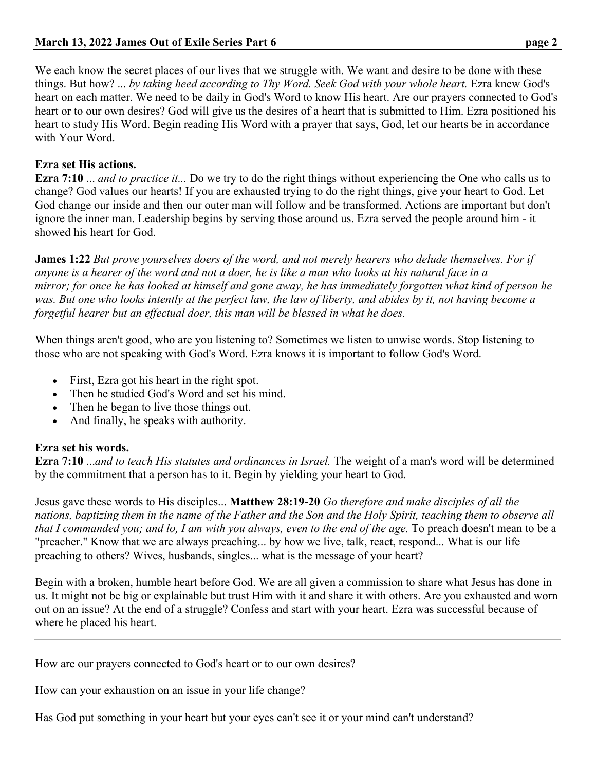We each know the secret places of our lives that we struggle with. We want and desire to be done with these things. But how? ... *by taking heed according to Thy Word. Seek God with your whole heart.* Ezra knew God's heart on each matter. We need to be daily in God's Word to know His heart. Are our prayers connected to God's heart or to our own desires? God will give us the desires of a heart that is submitted to Him. Ezra positioned his heart to study His Word. Begin reading His Word with a prayer that says, God, let our hearts be in accordance with Your Word.

**Ezra set His actions.**
**Ezra 7:10** ... *and to practice it...* Do we try to do the right things without experiencing the One who calls us to change? God values our hearts! If you are exhausted trying to do the right things, give your heart to God. Let God change our inside and then our outer man will follow and be transformed. Actions are important but don't ignore the inner man. Leadership begins by serving those around us. Ezra served the people around him - it showed his heart for God.

**James 1:22** *But prove yourselves doers of the word, and not merely hearers who delude themselves. For if anyone is a hearer of the word and not a doer, he is like a man who looks at his natural face in a mirror; for once he has looked at himself and gone away, he has immediately forgotten what kind of person he was. But one who looks intently at the perfect law, the law of liberty, and abides by it, not having become a forgetful hearer but an effectual doer, this man will be blessed in what he does.*

When things aren't good, who are you listening to? Sometimes we listen to unwise words. Stop listening to those who are not speaking with God's Word. Ezra knows it is important to follow God's Word.

- First, Ezra got his heart in the right spot.
- Then he studied God's Word and set his mind.
- Then he began to live those things out.
- And finally, he speaks with authority.

**Ezra set his words.**
**Ezra 7:10** *...and to teach His statutes and ordinances in Israel.* The weight of a man's word will be determined by the commitment that a person has to it. Begin by yielding your heart to God.

Jesus gave these words to His disciples... **Matthew 28:19-20** *Go therefore and make disciples of all the nations, baptizing them in the name of the Father and the Son and the Holy Spirit, teaching them to observe all that I commanded you; and lo, I am with you always, even to the end of the age.* To preach doesn't mean to be a "preacher." Know that we are always preaching... by how we live, talk, react, respond... What is our life preaching to others? Wives, husbands, singles... what is the message of your heart?

Begin with a broken, humble heart before God. We are all given a commission to share what Jesus has done in us. It might not be big or explainable but trust Him with it and share it with others. Are you exhausted and worn out on an issue? At the end of a struggle? Confess and start with your heart. Ezra was successful because of where he placed his heart.

---

How are our prayers connected to God's heart or to our own desires?

How can your exhaustion on an issue in your life change?

Has God put something in your heart but your eyes can't see it or your mind can't understand?